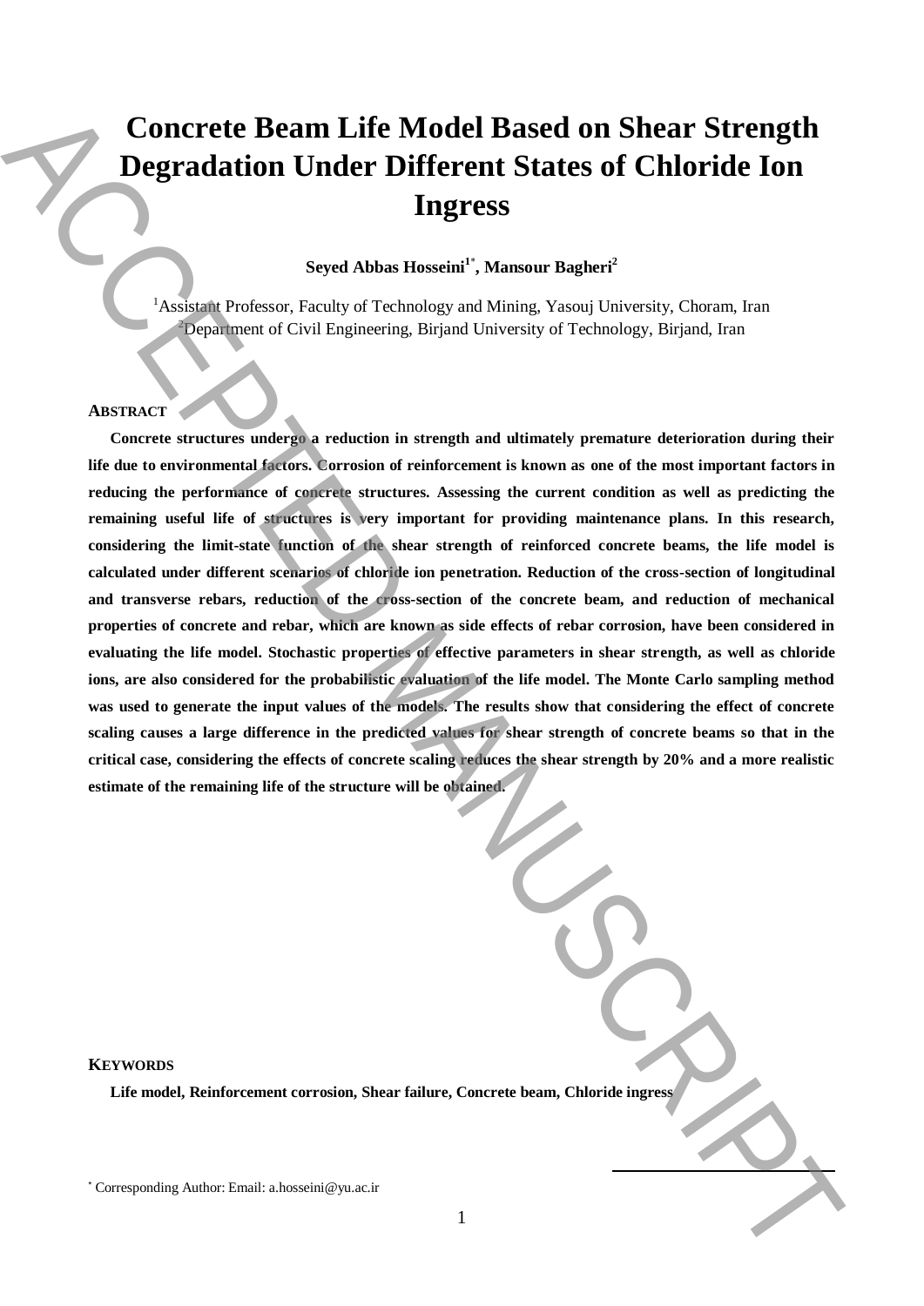# Concrete Beam Life Model Based on Shear Strength Degradation Under Different States of Chloride Ion Ingress

**Seyed Abbas Hosseini[1*], Mansour Bagheri[2]**

[1]Assistant Professor, Faculty of Technology and Mining, Yasouj University, Choram, Iran
[2]Department of Civil Engineering, Birjand University of Technology, Birjand, Iran

## ABSTRACT

**Concrete structures undergo a reduction in strength and ultimately premature deterioration during their life due to environmental factors. Corrosion of reinforcement is known as one of the most important factors in reducing the performance of concrete structures. Assessing the current condition as well as predicting the remaining useful life of structures is very important for providing maintenance plans. In this research, considering the limit-state function of the shear strength of reinforced concrete beams, the life model is calculated under different scenarios of chloride ion penetration. Reduction of the cross-section of longitudinal and transverse rebars, reduction of the cross-section of the concrete beam, and reduction of mechanical properties of concrete and rebar, which are known as side effects of rebar corrosion, have been considered in evaluating the life model. Stochastic properties of effective parameters in shear strength, as well as chloride ions, are also considered for the probabilistic evaluation of the life model. The Monte Carlo sampling method was used to generate the input values of the models. The results show that considering the effect of concrete scaling causes a large difference in the predicted values for shear strength of concrete beams so that in the critical case, considering the effects of concrete scaling reduces the shear strength by 20% and a more realistic estimate of the remaining life of the structure will be obtained.**

## KEYWORDS

**Life model, Reinforcement corrosion, Shear failure, Concrete beam, Chloride ingress**

[*] Corresponding Author: Email: a.hosseini@yu.ac.ir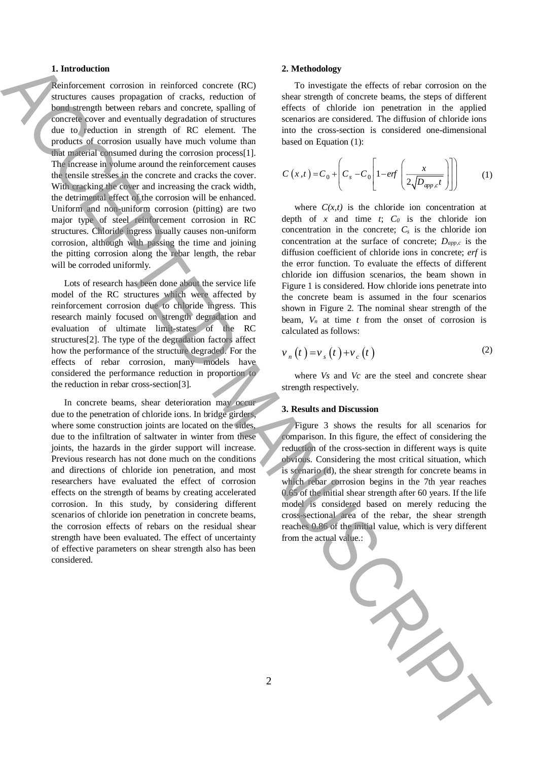## 1. Introduction

Reinforcement corrosion in reinforced concrete (RC) structures causes propagation of cracks, reduction of bond strength between rebars and concrete, spalling of concrete cover and eventually degradation of structures due to reduction in strength of RC element. The products of corrosion usually have much volume than that material consumed during the corrosion process[1]. The increase in volume around the reinforcement causes the tensile stresses in the concrete and cracks the cover. With cracking the cover and increasing the crack width, the detrimental effect of the corrosion will be enhanced. Uniform and non-uniform corrosion (pitting) are two major type of steel reinforcement corrosion in RC structures. Chloride ingress usually causes non-uniform corrosion, although with passing the time and joining the pitting corrosion along the rebar length, the rebar will be corroded uniformly.

Lots of research has been done about the service life model of the RC structures which were affected by reinforcement corrosion due to chloride ingress. This research mainly focused on strength degradation and evaluation of ultimate limit-states of the RC structures[2]. The type of the degradation factors affect how the performance of the structure degraded. For the effects of rebar corrosion, many models have considered the performance reduction in proportion to the reduction in rebar cross-section[3].

In concrete beams, shear deterioration may occur due to the penetration of chloride ions. In bridge girders, where some construction joints are located on the sides, due to the infiltration of saltwater in winter from these joints, the hazards in the girder support will increase. Previous research has not done much on the conditions and directions of chloride ion penetration, and most researchers have evaluated the effect of corrosion effects on the strength of beams by creating accelerated corrosion. In this study, by considering different scenarios of chloride ion penetration in concrete beams, the corrosion effects of rebars on the residual shear strength have been evaluated. The effect of uncertainty of effective parameters on shear strength also has been considered.

## 2. Methodology

To investigate the effects of rebar corrosion on the shear strength of concrete beams, the steps of different effects of chloride ion penetration in the applied scenarios are considered. The diffusion of chloride ions into the cross-section is considered one-dimensional based on Equation (1):

$$C\left(x,t\right)=C_0+\left(C_s-C_0\left[1-erf\left(\frac{x}{2\sqrt{D_{app,c}t}}\right)\right]\right) \tag{1}$$

where $C(x,t)$ is the chloride ion concentration at depth of $x$ and time $t$; $C_0$ is the chloride ion concentration in the concrete; $C_s$ is the chloride ion concentration at the surface of concrete; $D_{app,c}$ is the diffusion coefficient of chloride ions in concrete; $erf$ is the error function. To evaluate the effects of different chloride ion diffusion scenarios, the beam shown in Figure 1 is considered. How chloride ions penetrate into the concrete beam is assumed in the four scenarios shown in Figure 2. The nominal shear strength of the beam, $V_n$ at time $t$ from the onset of corrosion is calculated as follows:

$$v_n\left(t\right)=v_s\left(t\right)+v_c\left(t\right) \tag{2}$$

where $Vs$ and $Vc$ are the steel and concrete shear strength respectively.

## 3. Results and Discussion

Figure 3 shows the results for all scenarios for comparison. In this figure, the effect of considering the reduction of the cross-section in different ways is quite obvious. Considering the most critical situation, which is scenario (d), the shear strength for concrete beams in which rebar corrosion begins in the 7th year reaches 0.65 of the initial shear strength after 60 years. If the life model is considered based on merely reducing the cross-sectional area of the rebar, the shear strength reaches 0.86 of the initial value, which is very different from the actual value.: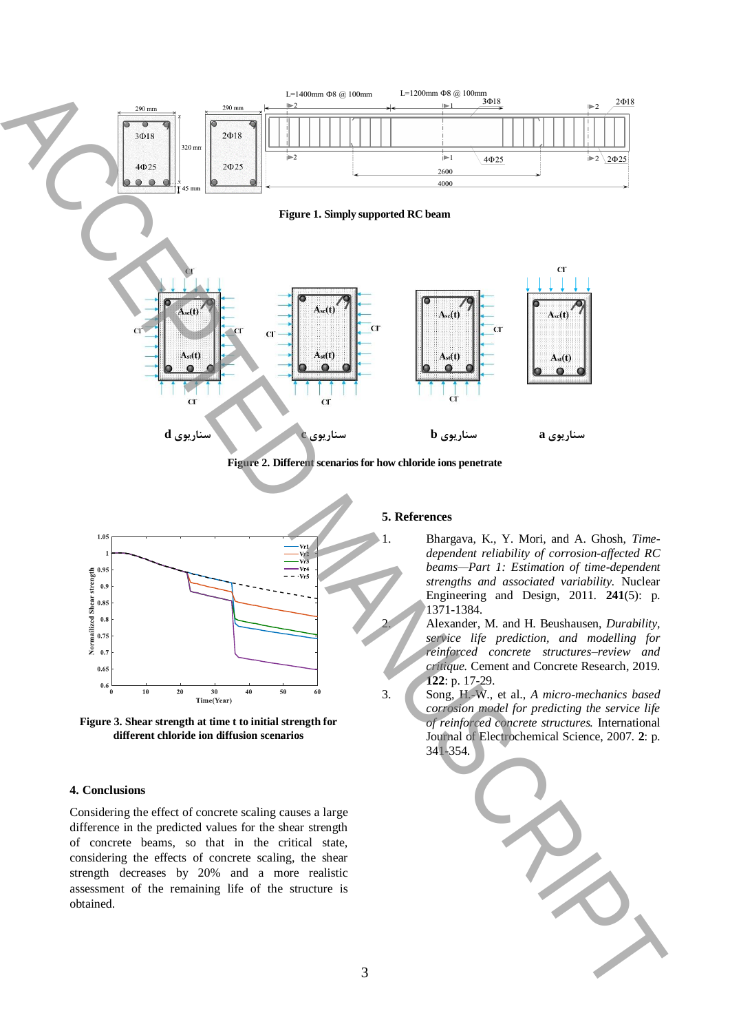L=1400mm Φ8 @ 100mm

L=1200mm Φ8 @ 100mm

290 mm

290 mm

3Φ18

2Φ18

3Φ18

2Φ18

320 mm

4Φ25

2Φ25

45 mm

4Φ25

2Φ25

2600

4000

**Figure 1. Simply supported RC beam**

سناریوی d

سناریوی c

سناریوی b

سناریوی a

**Figure 2. Different scenarios for how chloride ions penetrate**

Normalized Shear strength

Time(Year)

Vr1

Vr2

Vr3

Vr4

Vr5

**Figure 3. Shear strength at time t to initial strength for different chloride ion diffusion scenarios**

## 4. Conclusions

Considering the effect of concrete scaling causes a large difference in the predicted values for the shear strength of concrete beams, so that in the critical state, considering the effects of concrete scaling, the shear strength decreases by 20% and a more realistic assessment of the remaining life of the structure is obtained.

## 5. References

1. Bhargava, K., Y. Mori, and A. Ghosh, *Time-dependent reliability of corrosion-affected RC beams—Part 1: Estimation of time-dependent strengths and associated variability.* Nuclear Engineering and Design, 2011. **241**(5): p. 1371-1384.
2. Alexander, M. and H. Beushausen, *Durability, service life prediction, and modelling for reinforced concrete structures–review and critique.* Cement and Concrete Research, 2019. **122**: p. 17-29.
3. Song, H.-W., et al., *A micro-mechanics based corrosion model for predicting the service life of reinforced concrete structures.* International Journal of Electrochemical Science, 2007. **2**: p. 341-354.